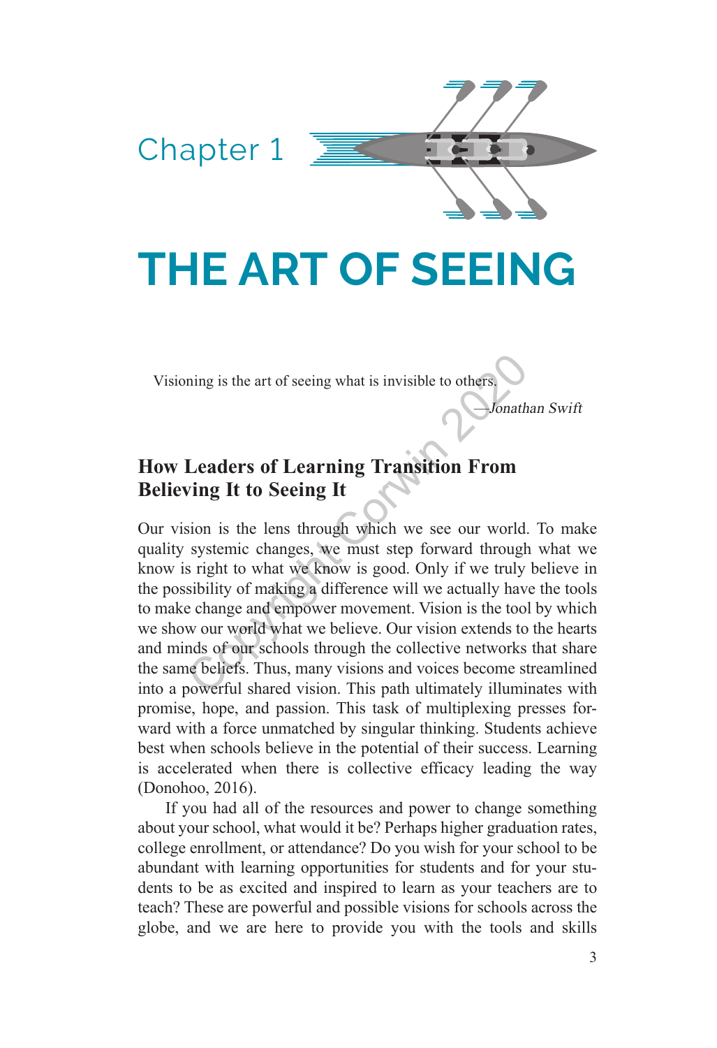# Chapter 1

# THE ART OF SEEING

> Visioning is the art of seeing what is invisible to others.
>
> —*Jonathan Swift*

## How Leaders of Learning Transition From Believing It to Seeing It

Our vision is the lens through which we see our world. To make quality systemic changes, we must step forward through what we know is right to what we know is good. Only if we truly believe in the possibility of making a difference will we actually have the tools to make change and empower movement. Vision is the tool by which we show our world what we believe. Our vision extends to the hearts and minds of our schools through the collective networks that share the same beliefs. Thus, many visions and voices become streamlined into a powerful shared vision. This path ultimately illuminates with promise, hope, and passion. This task of multiplexing presses forward with a force unmatched by singular thinking. Students achieve best when schools believe in the potential of their success. Learning is accelerated when there is collective efficacy leading the way (Donohoo, 2016).

If you had all of the resources and power to change something about your school, what would it be? Perhaps higher graduation rates, college enrollment, or attendance? Do you wish for your school to be abundant with learning opportunities for students and for your students to be as excited and inspired to learn as your teachers are to teach? These are powerful and possible visions for schools across the globe, and we are here to provide you with the tools and skills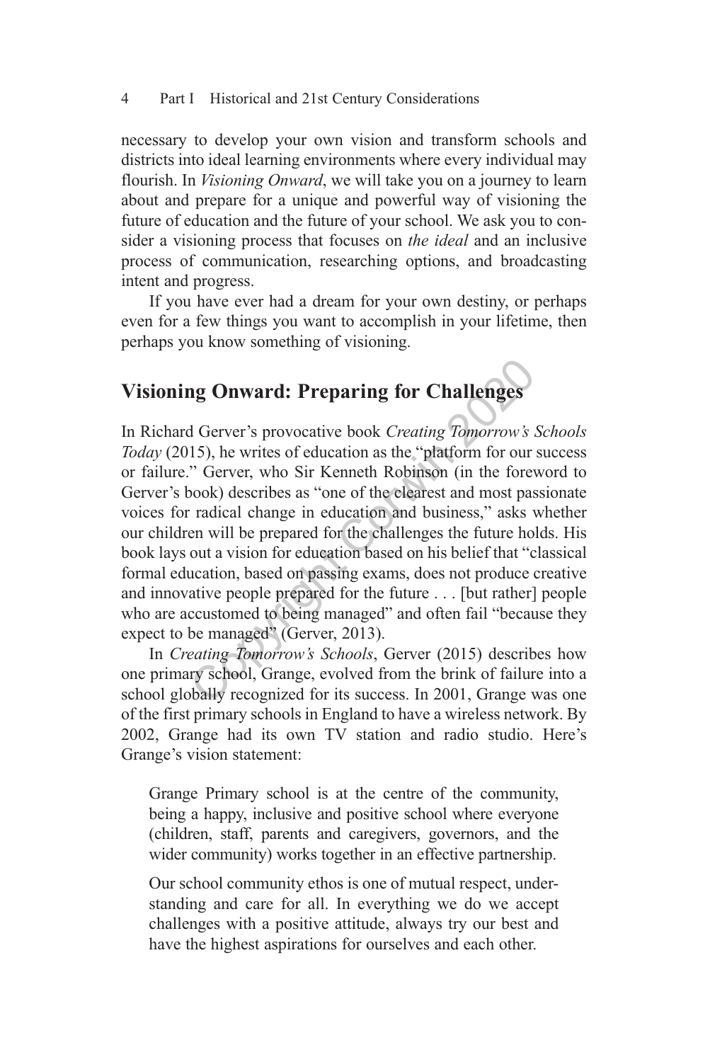necessary to develop your own vision and transform schools and districts into ideal learning environments where every individual may flourish. In *Visioning Onward*, we will take you on a journey to learn about and prepare for a unique and powerful way of visioning the future of education and the future of your school. We ask you to consider a visioning process that focuses on *the ideal* and an inclusive process of communication, researching options, and broadcasting intent and progress.

If you have ever had a dream for your own destiny, or perhaps even for a few things you want to accomplish in your lifetime, then perhaps you know something of visioning.

## Visioning Onward: Preparing for Challenges

In Richard Gerver's provocative book *Creating Tomorrow's Schools Today* (2015), he writes of education as the "platform for our success or failure." Gerver, who Sir Kenneth Robinson (in the foreword to Gerver's book) describes as "one of the clearest and most passionate voices for radical change in education and business," asks whether our children will be prepared for the challenges the future holds. His book lays out a vision for education based on his belief that "classical formal education, based on passing exams, does not produce creative and innovative people prepared for the future . . . [but rather] people who are accustomed to being managed" and often fail "because they expect to be managed" (Gerver, 2013).

In *Creating Tomorrow's Schools*, Gerver (2015) describes how one primary school, Grange, evolved from the brink of failure into a school globally recognized for its success. In 2001, Grange was one of the first primary schools in England to have a wireless network. By 2002, Grange had its own TV station and radio studio. Here's Grange's vision statement:

> Grange Primary school is at the centre of the community, being a happy, inclusive and positive school where everyone (children, staff, parents and caregivers, governors, and the wider community) works together in an effective partnership.
>
> Our school community ethos is one of mutual respect, understanding and care for all. In everything we do we accept challenges with a positive attitude, always try our best and have the highest aspirations for ourselves and each other.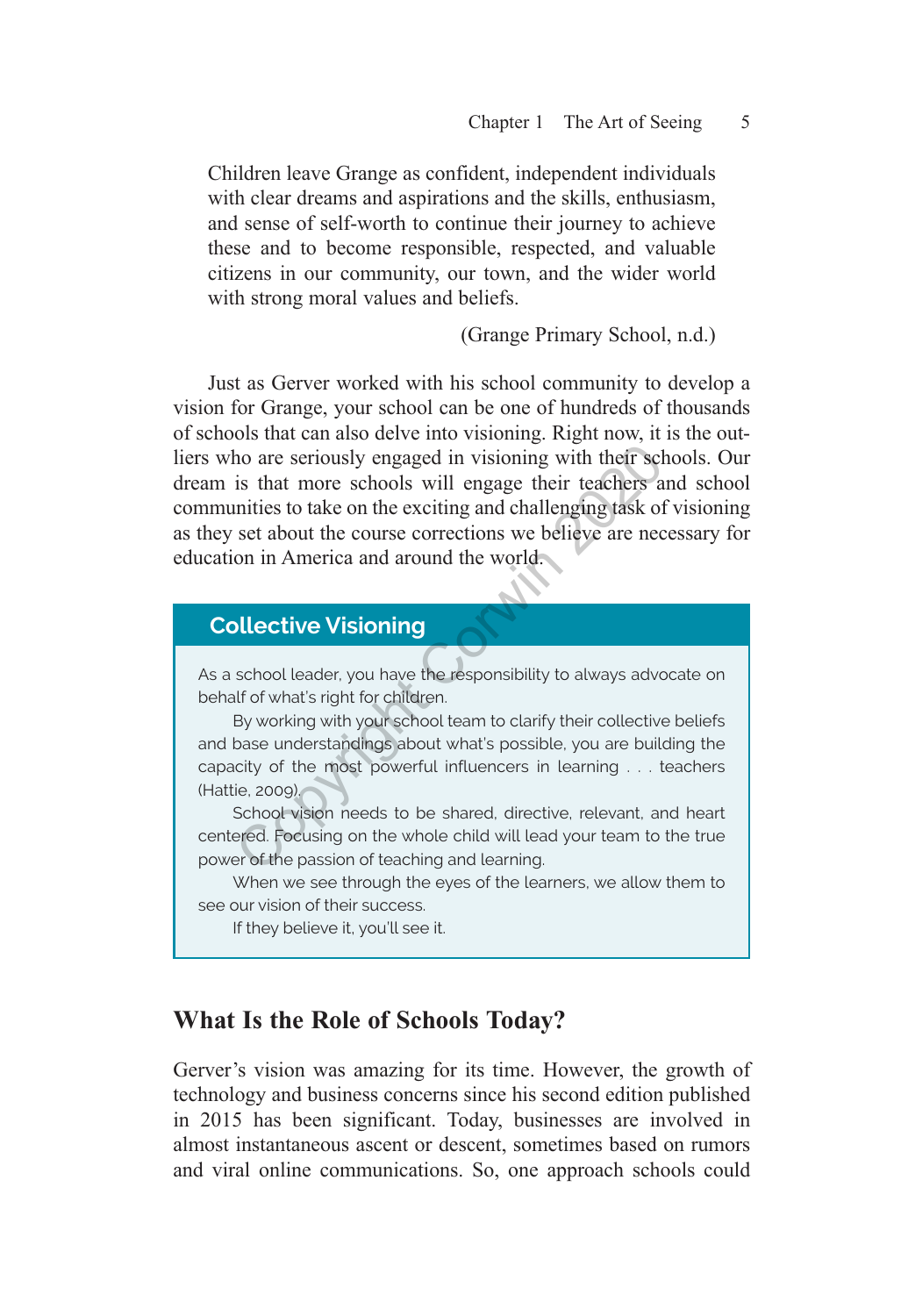> Children leave Grange as confident, independent individuals with clear dreams and aspirations and the skills, enthusiasm, and sense of self-worth to continue their journey to achieve these and to become responsible, respected, and valuable citizens in our community, our town, and the wider world with strong moral values and beliefs.
>
> (Grange Primary School, n.d.)

Just as Gerver worked with his school community to develop a vision for Grange, your school can be one of hundreds of thousands of schools that can also delve into visioning. Right now, it is the outliers who are seriously engaged in visioning with their schools. Our dream is that more schools will engage their teachers and school communities to take on the exciting and challenging task of visioning as they set about the course corrections we believe are necessary for education in America and around the world.

### Collective Visioning

As a school leader, you have the responsibility to always advocate on behalf of what's right for children.

By working with your school team to clarify their collective beliefs and base understandings about what's possible, you are building the capacity of the most powerful influencers in learning . . . teachers (Hattie, 2009).

School vision needs to be shared, directive, relevant, and heart centered. Focusing on the whole child will lead your team to the true power of the passion of teaching and learning.

When we see through the eyes of the learners, we allow them to see our vision of their success.

If they believe it, you'll see it.

## What Is the Role of Schools Today?

Gerver's vision was amazing for its time. However, the growth of technology and business concerns since his second edition published in 2015 has been significant. Today, businesses are involved in almost instantaneous ascent or descent, sometimes based on rumors and viral online communications. So, one approach schools could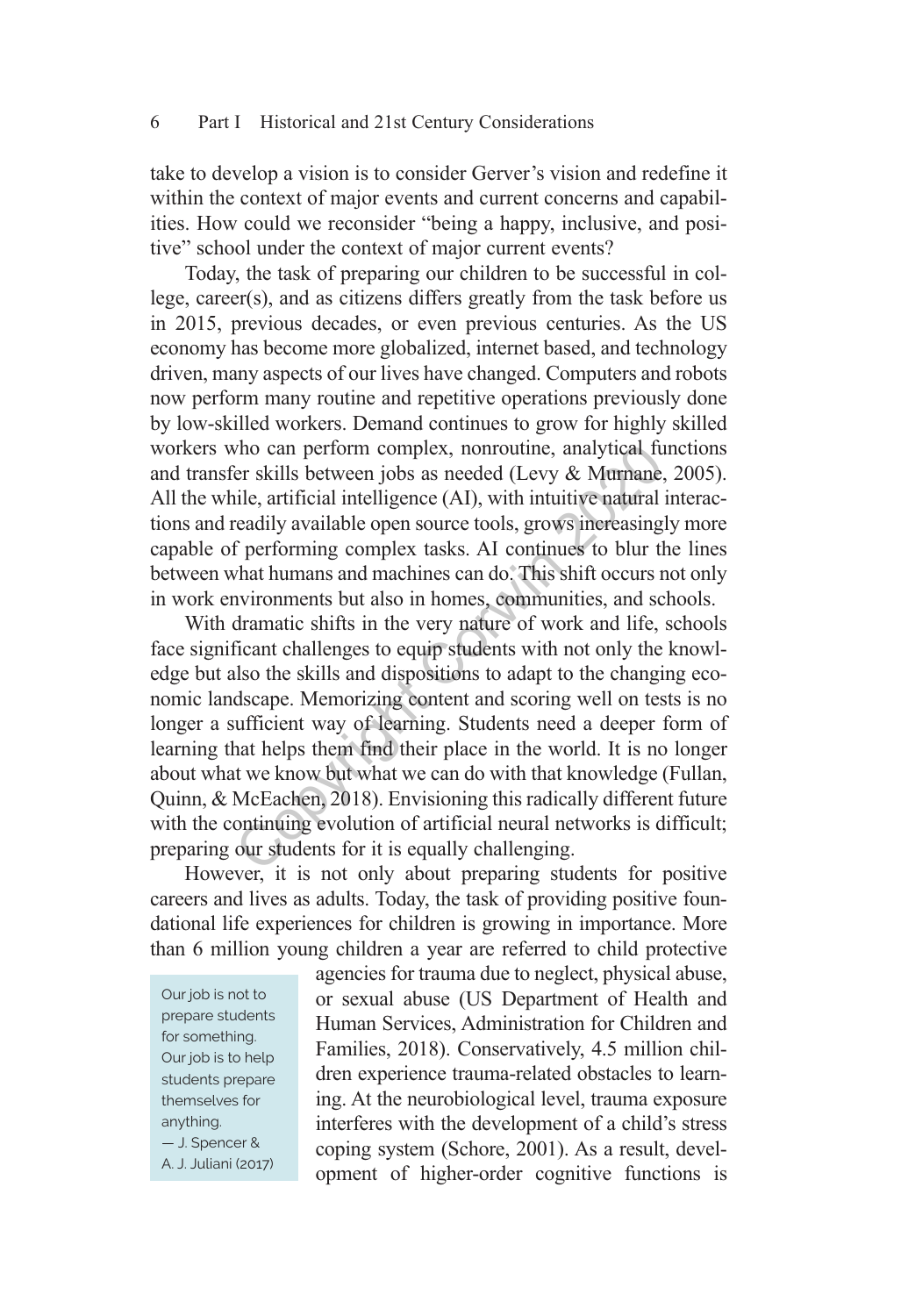take to develop a vision is to consider Gerver's vision and redefine it within the context of major events and current concerns and capabilities. How could we reconsider "being a happy, inclusive, and positive" school under the context of major current events?

Today, the task of preparing our children to be successful in college, career(s), and as citizens differs greatly from the task before us in 2015, previous decades, or even previous centuries. As the US economy has become more globalized, internet based, and technology driven, many aspects of our lives have changed. Computers and robots now perform many routine and repetitive operations previously done by low-skilled workers. Demand continues to grow for highly skilled workers who can perform complex, nonroutine, analytical functions and transfer skills between jobs as needed (Levy & Murnane, 2005). All the while, artificial intelligence (AI), with intuitive natural interactions and readily available open source tools, grows increasingly more capable of performing complex tasks. AI continues to blur the lines between what humans and machines can do. This shift occurs not only in work environments but also in homes, communities, and schools.

With dramatic shifts in the very nature of work and life, schools face significant challenges to equip students with not only the knowledge but also the skills and dispositions to adapt to the changing economic landscape. Memorizing content and scoring well on tests is no longer a sufficient way of learning. Students need a deeper form of learning that helps them find their place in the world. It is no longer about what we know but what we can do with that knowledge (Fullan, Quinn, & McEachen, 2018). Envisioning this radically different future with the continuing evolution of artificial neural networks is difficult; preparing our students for it is equally challenging.

However, it is not only about preparing students for positive careers and lives as adults. Today, the task of providing positive foundational life experiences for children is growing in importance. More than 6 million young children a year are referred to child protective agencies for trauma due to neglect, physical abuse, or sexual abuse (US Department of Health and Human Services, Administration for Children and Families, 2018). Conservatively, 4.5 million children experience trauma-related obstacles to learning. At the neurobiological level, trauma exposure interferes with the development of a child's stress coping system (Schore, 2001). As a result, development of higher-order cognitive functions is

> Our job is not to prepare students for something. Our job is to help students prepare themselves for anything.
> — J. Spencer & A. J. Juliani (2017)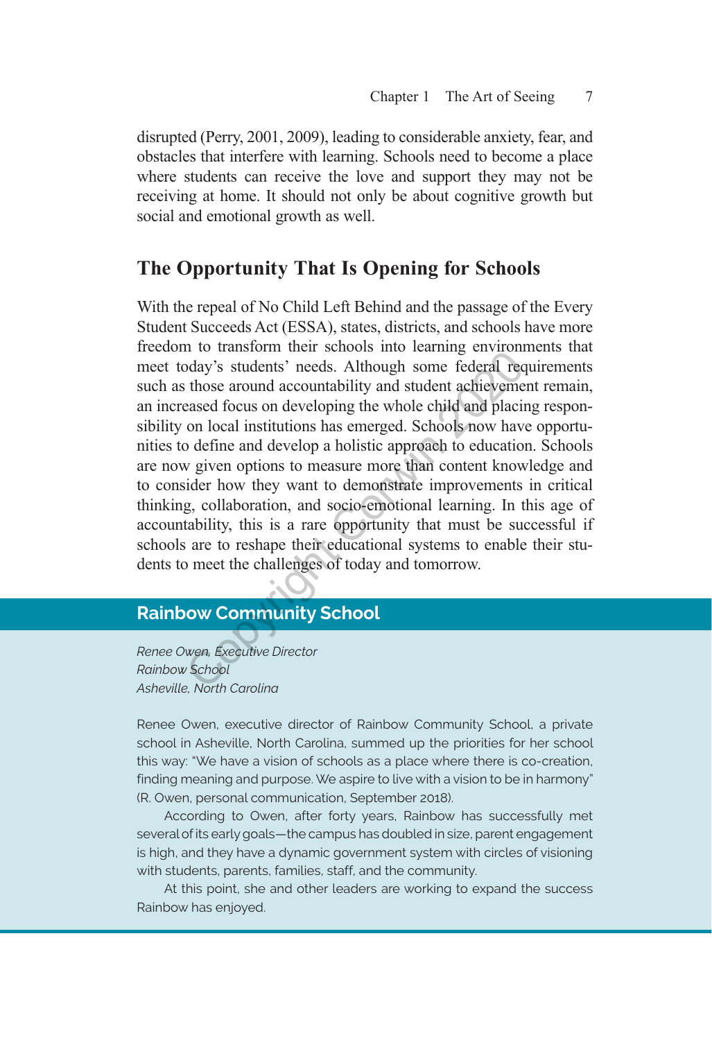disrupted (Perry, 2001, 2009), leading to considerable anxiety, fear, and obstacles that interfere with learning. Schools need to become a place where students can receive the love and support they may not be receiving at home. It should not only be about cognitive growth but social and emotional growth as well.

## The Opportunity That Is Opening for Schools

With the repeal of No Child Left Behind and the passage of the Every Student Succeeds Act (ESSA), states, districts, and schools have more freedom to transform their schools into learning environments that meet today's students' needs. Although some federal requirements such as those around accountability and student achievement remain, an increased focus on developing the whole child and placing responsibility on local institutions has emerged. Schools now have opportunities to define and develop a holistic approach to education. Schools are now given options to measure more than content knowledge and to consider how they want to demonstrate improvements in critical thinking, collaboration, and socio-emotional learning. In this age of accountability, this is a rare opportunity that must be successful if schools are to reshape their educational systems to enable their students to meet the challenges of today and tomorrow.

### Rainbow Community School

*Renee Owen, Executive Director*
*Rainbow School*
*Asheville, North Carolina*

Renee Owen, executive director of Rainbow Community School, a private school in Asheville, North Carolina, summed up the priorities for her school this way: "We have a vision of schools as a place where there is co-creation, finding meaning and purpose. We aspire to live with a vision to be in harmony" (R. Owen, personal communication, September 2018).

According to Owen, after forty years, Rainbow has successfully met several of its early goals—the campus has doubled in size, parent engagement is high, and they have a dynamic government system with circles of visioning with students, parents, families, staff, and the community.

At this point, she and other leaders are working to expand the success Rainbow has enjoyed.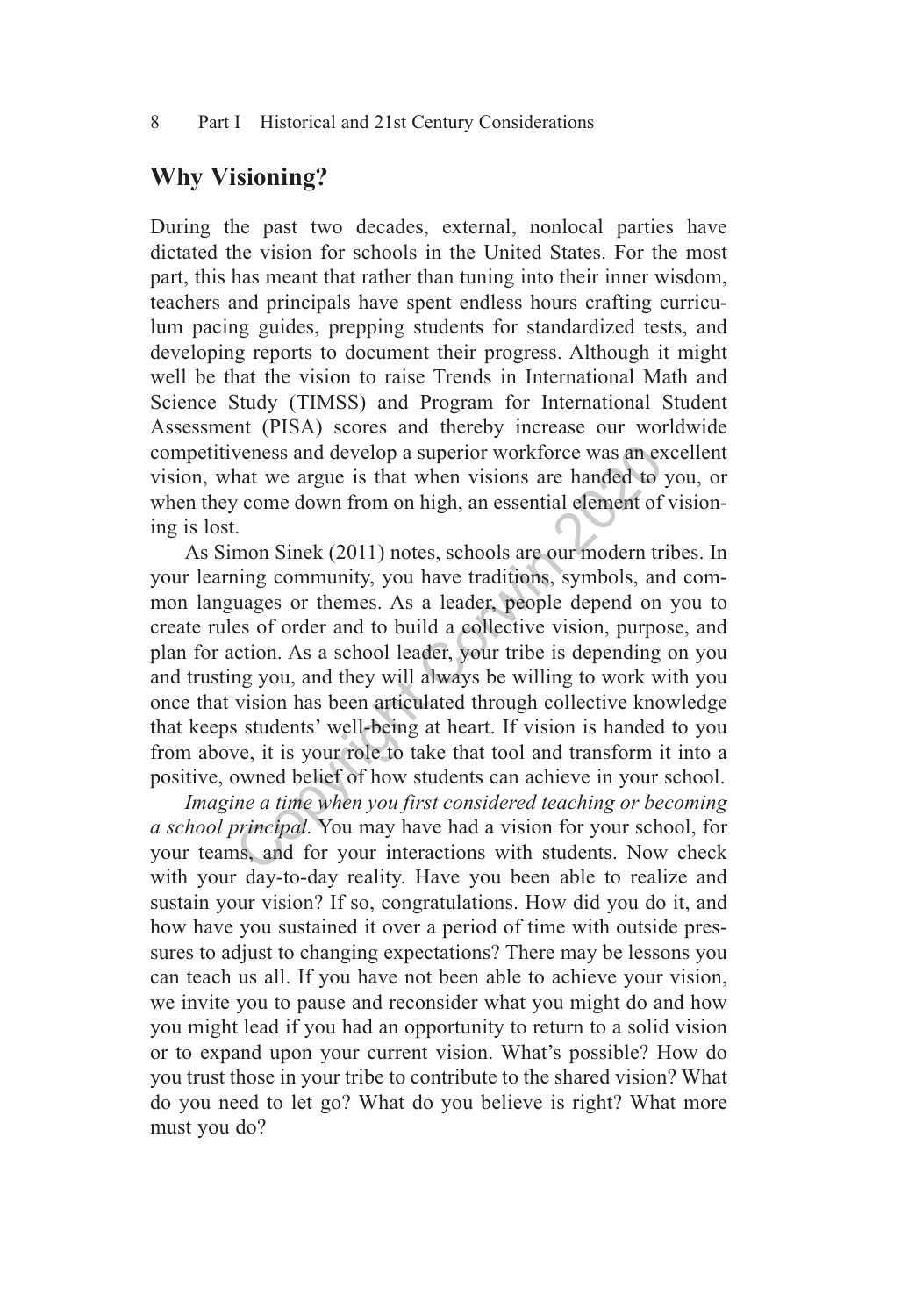## Why Visioning?

During the past two decades, external, nonlocal parties have dictated the vision for schools in the United States. For the most part, this has meant that rather than tuning into their inner wisdom, teachers and principals have spent endless hours crafting curriculum pacing guides, prepping students for standardized tests, and developing reports to document their progress. Although it might well be that the vision to raise Trends in International Math and Science Study (TIMSS) and Program for International Student Assessment (PISA) scores and thereby increase our worldwide competitiveness and develop a superior workforce was an excellent vision, what we argue is that when visions are handed to you, or when they come down from on high, an essential element of visioning is lost.

As Simon Sinek (2011) notes, schools are our modern tribes. In your learning community, you have traditions, symbols, and common languages or themes. As a leader, people depend on you to create rules of order and to build a collective vision, purpose, and plan for action. As a school leader, your tribe is depending on you and trusting you, and they will always be willing to work with you once that vision has been articulated through collective knowledge that keeps students' well-being at heart. If vision is handed to you from above, it is your role to take that tool and transform it into a positive, owned belief of how students can achieve in your school.

*Imagine a time when you first considered teaching or becoming a school principal.* You may have had a vision for your school, for your teams, and for your interactions with students. Now check with your day-to-day reality. Have you been able to realize and sustain your vision? If so, congratulations. How did you do it, and how have you sustained it over a period of time with outside pressures to adjust to changing expectations? There may be lessons you can teach us all. If you have not been able to achieve your vision, we invite you to pause and reconsider what you might do and how you might lead if you had an opportunity to return to a solid vision or to expand upon your current vision. What's possible? How do you trust those in your tribe to contribute to the shared vision? What do you need to let go? What do you believe is right? What more must you do?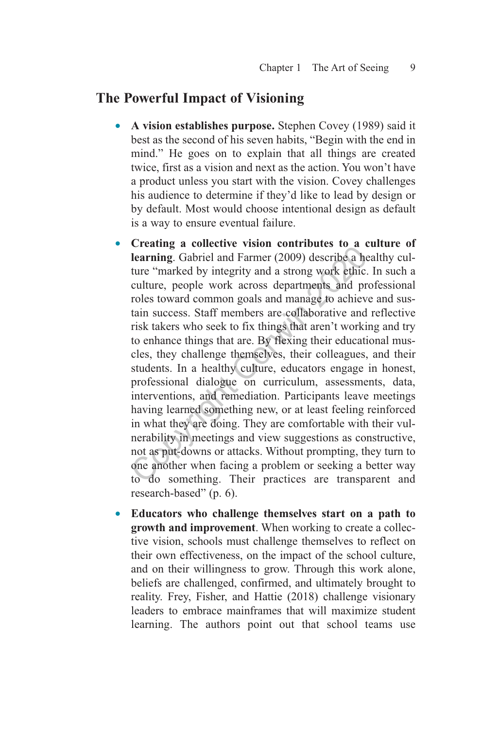## The Powerful Impact of Visioning

- **A vision establishes purpose.** Stephen Covey (1989) said it best as the second of his seven habits, "Begin with the end in mind." He goes on to explain that all things are created twice, first as a vision and next as the action. You won't have a product unless you start with the vision. Covey challenges his audience to determine if they'd like to lead by design or by default. Most would choose intentional design as default is a way to ensure eventual failure.

- **Creating a collective vision contributes to a culture of learning**. Gabriel and Farmer (2009) describe a healthy culture "marked by integrity and a strong work ethic. In such a culture, people work across departments and professional roles toward common goals and manage to achieve and sustain success. Staff members are collaborative and reflective risk takers who seek to fix things that aren't working and try to enhance things that are. By flexing their educational muscles, they challenge themselves, their colleagues, and their students. In a healthy culture, educators engage in honest, professional dialogue on curriculum, assessments, data, interventions, and remediation. Participants leave meetings having learned something new, or at least feeling reinforced in what they are doing. They are comfortable with their vulnerability in meetings and view suggestions as constructive, not as put-downs or attacks. Without prompting, they turn to one another when facing a problem or seeking a better way to do something. Their practices are transparent and research-based" (p. 6).

- **Educators who challenge themselves start on a path to growth and improvement**. When working to create a collective vision, schools must challenge themselves to reflect on their own effectiveness, on the impact of the school culture, and on their willingness to grow. Through this work alone, beliefs are challenged, confirmed, and ultimately brought to reality. Frey, Fisher, and Hattie (2018) challenge visionary leaders to embrace mainframes that will maximize student learning. The authors point out that school teams use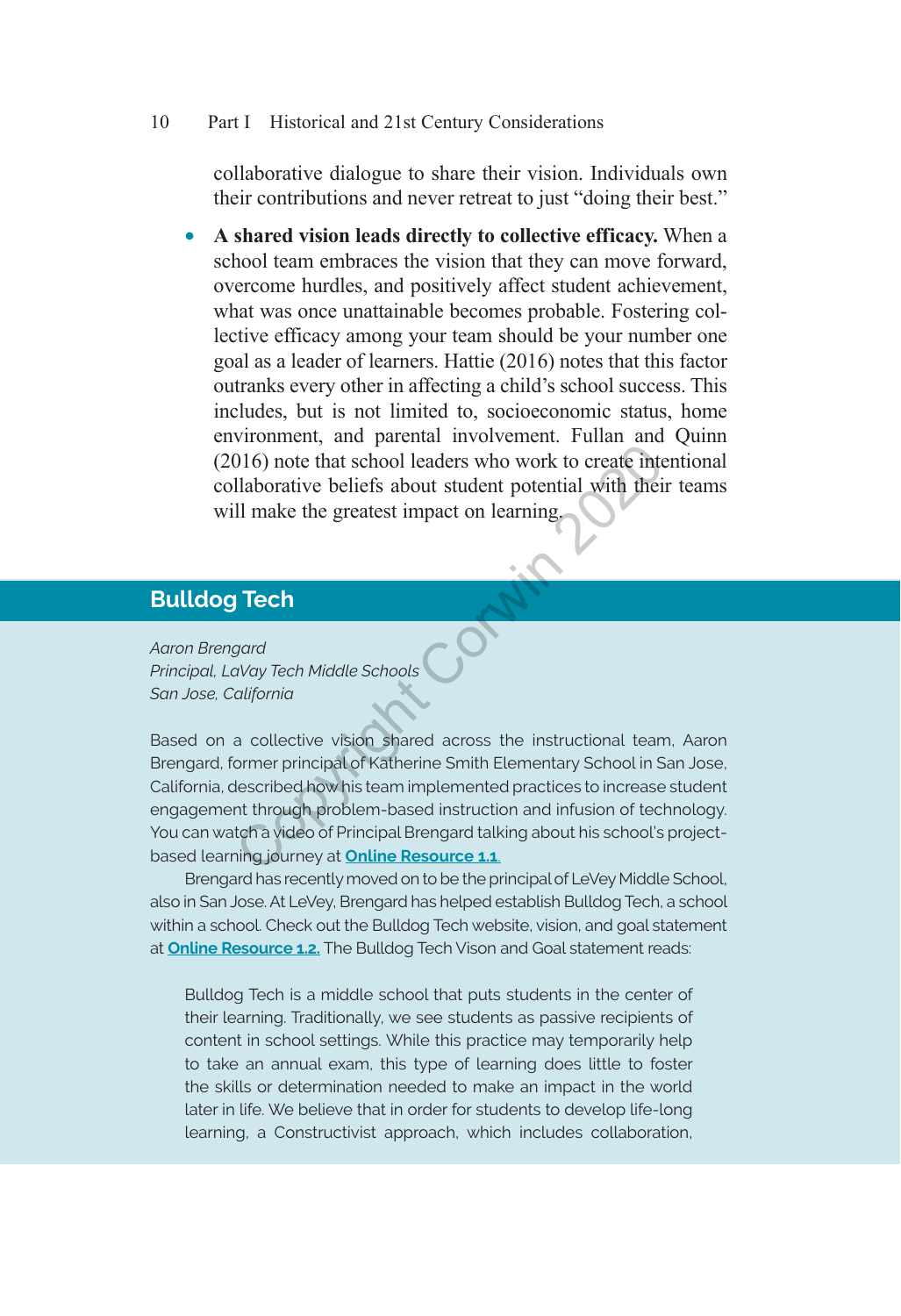collaborative dialogue to share their vision. Individuals own their contributions and never retreat to just "doing their best."

- **A shared vision leads directly to collective efficacy.** When a school team embraces the vision that they can move forward, overcome hurdles, and positively affect student achievement, what was once unattainable becomes probable. Fostering collective efficacy among your team should be your number one goal as a leader of learners. Hattie (2016) notes that this factor outranks every other in affecting a child's school success. This includes, but is not limited to, socioeconomic status, home environment, and parental involvement. Fullan and Quinn (2016) note that school leaders who work to create intentional collaborative beliefs about student potential with their teams will make the greatest impact on learning.

## Bulldog Tech

*Aaron Brengard*
*Principal, LaVay Tech Middle Schools*
*San Jose, California*

Based on a collective vision shared across the instructional team, Aaron Brengard, former principal of Katherine Smith Elementary School in San Jose, California, described how his team implemented practices to increase student engagement through problem-based instruction and infusion of technology. You can watch a video of Principal Brengard talking about his school's project-based learning journey at **Online Resource 1.1.**

Brengard has recently moved on to be the principal of LeVey Middle School, also in San Jose. At LeVey, Brengard has helped establish Bulldog Tech, a school within a school. Check out the Bulldog Tech website, vision, and goal statement at **Online Resource 1.2.** The Bulldog Tech Vison and Goal statement reads:

> Bulldog Tech is a middle school that puts students in the center of their learning. Traditionally, we see students as passive recipients of content in school settings. While this practice may temporarily help to take an annual exam, this type of learning does little to foster the skills or determination needed to make an impact in the world later in life. We believe that in order for students to develop life-long learning, a Constructivist approach, which includes collaboration,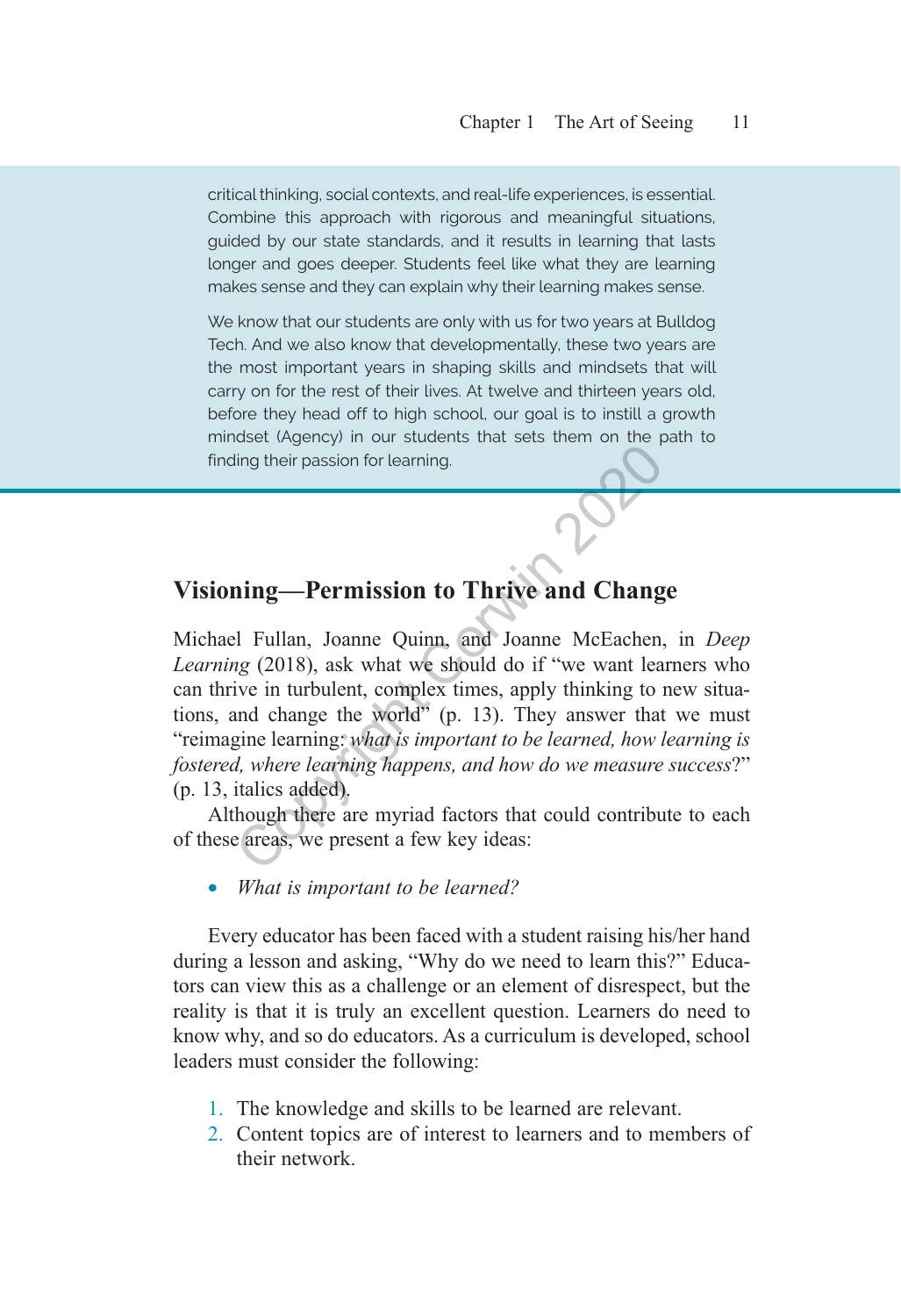critical thinking, social contexts, and real-life experiences, is essential. Combine this approach with rigorous and meaningful situations, guided by our state standards, and it results in learning that lasts longer and goes deeper. Students feel like what they are learning makes sense and they can explain why their learning makes sense.

We know that our students are only with us for two years at Bulldog Tech. And we also know that developmentally, these two years are the most important years in shaping skills and mindsets that will carry on for the rest of their lives. At twelve and thirteen years old, before they head off to high school, our goal is to instill a growth mindset (Agency) in our students that sets them on the path to finding their passion for learning.

## Visioning—Permission to Thrive and Change

Michael Fullan, Joanne Quinn, and Joanne McEachen, in *Deep Learning* (2018), ask what we should do if "we want learners who can thrive in turbulent, complex times, apply thinking to new situations, and change the world" (p. 13). They answer that we must "reimagine learning: *what is important to be learned, how learning is fostered, where learning happens, and how do we measure success*?" (p. 13, italics added).

Although there are myriad factors that could contribute to each of these areas, we present a few key ideas:

- *What is important to be learned?*

Every educator has been faced with a student raising his/her hand during a lesson and asking, "Why do we need to learn this?" Educators can view this as a challenge or an element of disrespect, but the reality is that it is truly an excellent question. Learners do need to know why, and so do educators. As a curriculum is developed, school leaders must consider the following:

1. The knowledge and skills to be learned are relevant.
2. Content topics are of interest to learners and to members of their network.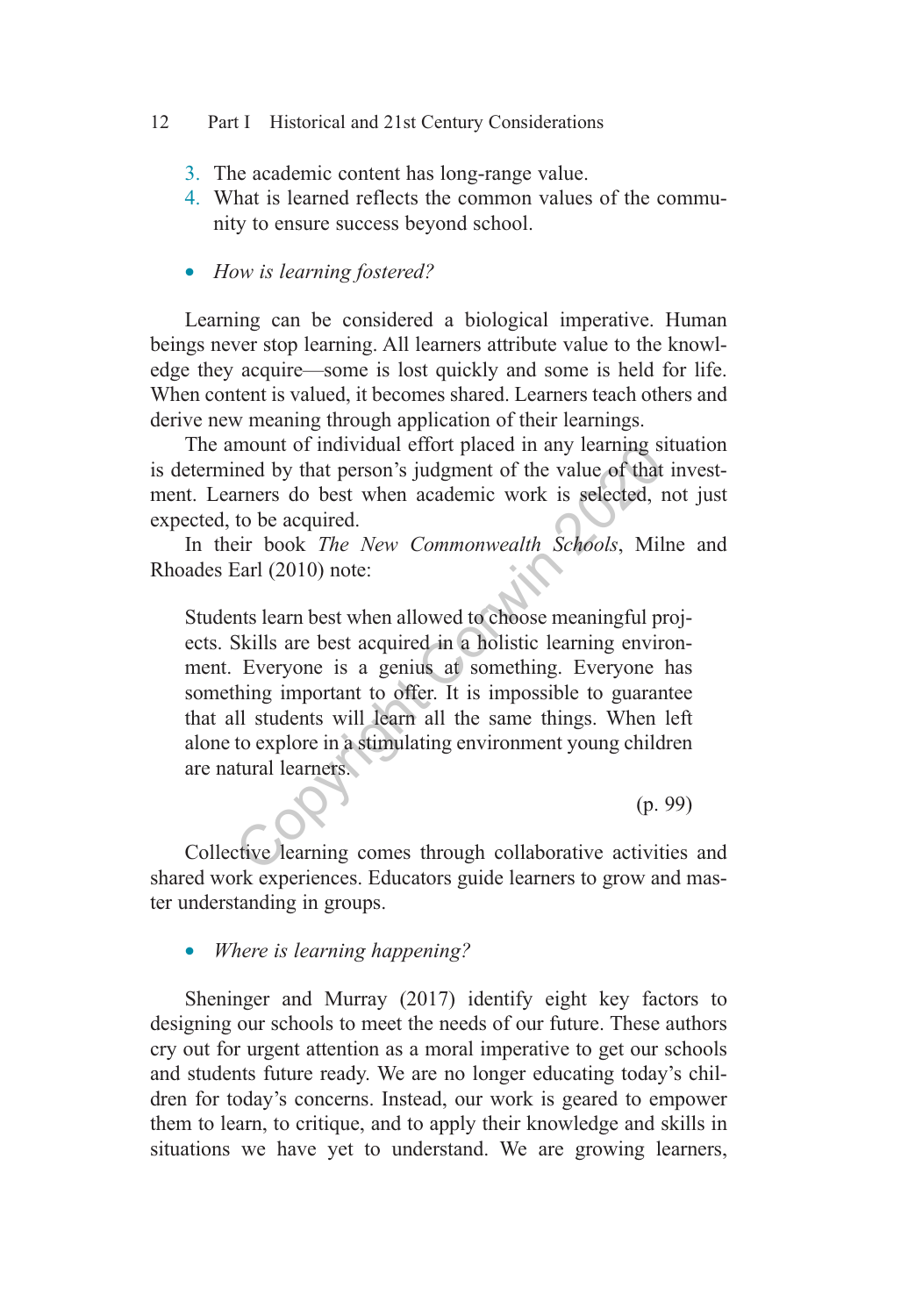3. The academic content has long-range value.
4. What is learned reflects the common values of the community to ensure success beyond school.

- *How is learning fostered?*

Learning can be considered a biological imperative. Human beings never stop learning. All learners attribute value to the knowledge they acquire—some is lost quickly and some is held for life. When content is valued, it becomes shared. Learners teach others and derive new meaning through application of their learnings.

The amount of individual effort placed in any learning situation is determined by that person's judgment of the value of that investment. Learners do best when academic work is selected, not just expected, to be acquired.

In their book *The New Commonwealth Schools*, Milne and Rhoades Earl (2010) note:

> Students learn best when allowed to choose meaningful projects. Skills are best acquired in a holistic learning environment. Everyone is a genius at something. Everyone has something important to offer. It is impossible to guarantee that all students will learn all the same things. When left alone to explore in a stimulating environment young children are natural learners.
>
> (p. 99)

Collective learning comes through collaborative activities and shared work experiences. Educators guide learners to grow and master understanding in groups.

- *Where is learning happening?*

Sheninger and Murray (2017) identify eight key factors to designing our schools to meet the needs of our future. These authors cry out for urgent attention as a moral imperative to get our schools and students future ready. We are no longer educating today's children for today's concerns. Instead, our work is geared to empower them to learn, to critique, and to apply their knowledge and skills in situations we have yet to understand. We are growing learners,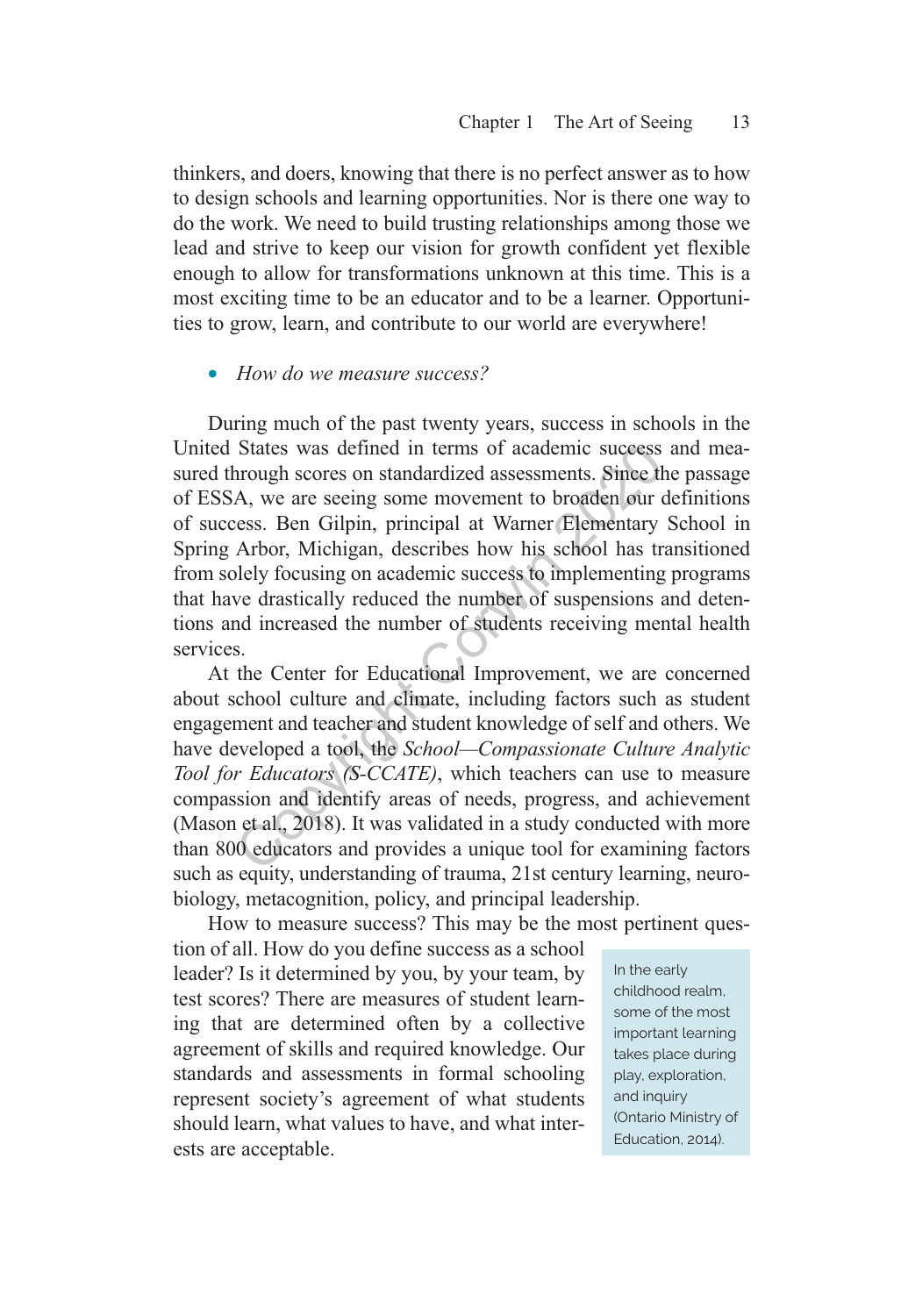thinkers, and doers, knowing that there is no perfect answer as to how to design schools and learning opportunities. Nor is there one way to do the work. We need to build trusting relationships among those we lead and strive to keep our vision for growth confident yet flexible enough to allow for transformations unknown at this time. This is a most exciting time to be an educator and to be a learner. Opportunities to grow, learn, and contribute to our world are everywhere!

- *How do we measure success?*

During much of the past twenty years, success in schools in the United States was defined in terms of academic success and measured through scores on standardized assessments. Since the passage of ESSA, we are seeing some movement to broaden our definitions of success. Ben Gilpin, principal at Warner Elementary School in Spring Arbor, Michigan, describes how his school has transitioned from solely focusing on academic success to implementing programs that have drastically reduced the number of suspensions and detentions and increased the number of students receiving mental health services.

At the Center for Educational Improvement, we are concerned about school culture and climate, including factors such as student engagement and teacher and student knowledge of self and others. We have developed a tool, the *School—Compassionate Culture Analytic Tool for Educators (S-CCATE)*, which teachers can use to measure compassion and identify areas of needs, progress, and achievement (Mason et al., 2018). It was validated in a study conducted with more than 800 educators and provides a unique tool for examining factors such as equity, understanding of trauma, 21st century learning, neurobiology, metacognition, policy, and principal leadership.

How to measure success? This may be the most pertinent question of all. How do you define success as a school leader? Is it determined by you, by your team, by test scores? There are measures of student learning that are determined often by a collective agreement of skills and required knowledge. Our standards and assessments in formal schooling represent society's agreement of what students should learn, what values to have, and what interests are acceptable.

In the early childhood realm, some of the most important learning takes place during play, exploration, and inquiry (Ontario Ministry of Education, 2014).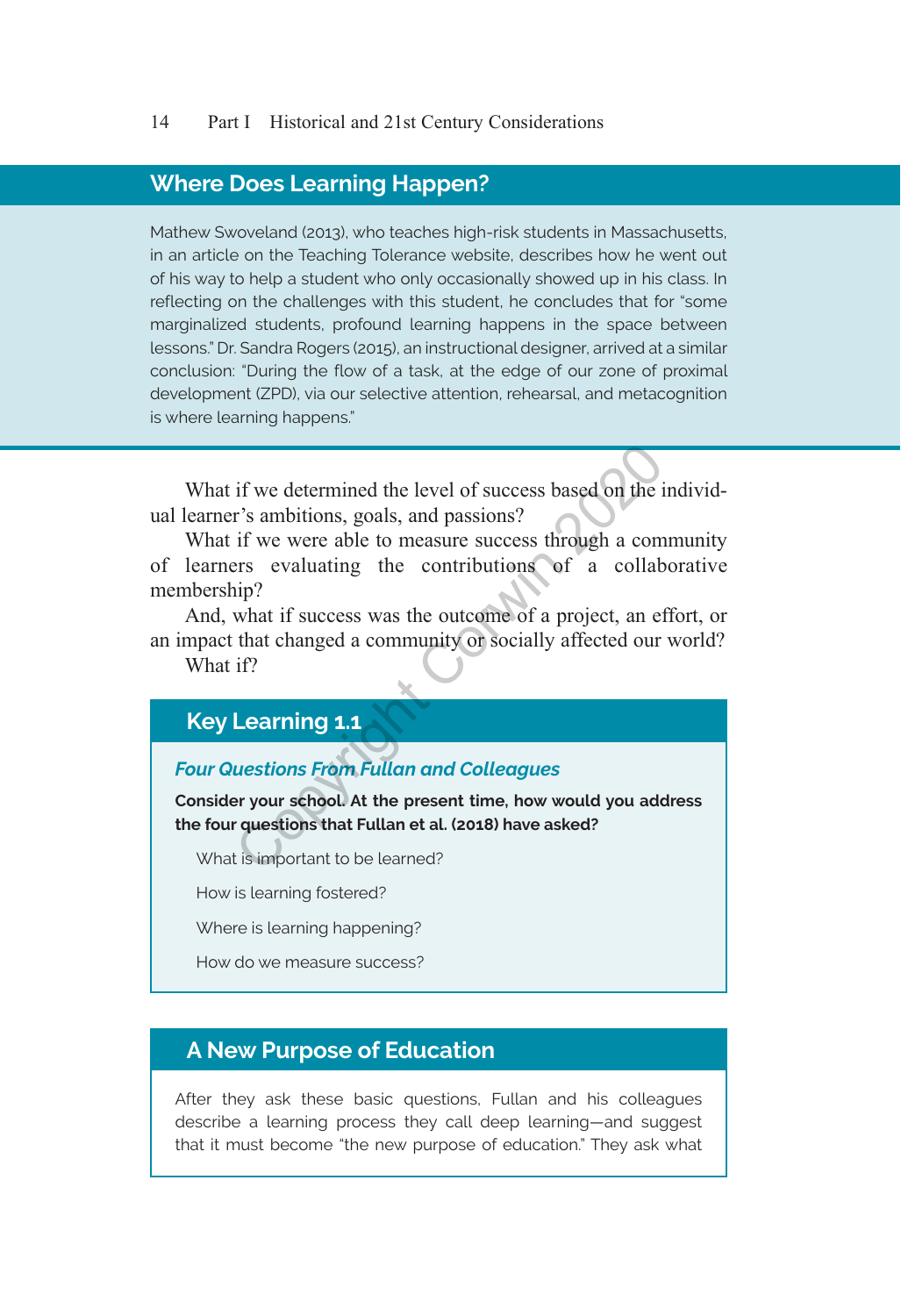## Where Does Learning Happen?

Mathew Swoveland (2013), who teaches high-risk students in Massachusetts, in an article on the Teaching Tolerance website, describes how he went out of his way to help a student who only occasionally showed up in his class. In reflecting on the challenges with this student, he concludes that for "some marginalized students, profound learning happens in the space between lessons." Dr. Sandra Rogers (2015), an instructional designer, arrived at a similar conclusion: "During the flow of a task, at the edge of our zone of proximal development (ZPD), via our selective attention, rehearsal, and metacognition is where learning happens."

What if we determined the level of success based on the individual learner's ambitions, goals, and passions?

What if we were able to measure success through a community of learners evaluating the contributions of a collaborative membership?

And, what if success was the outcome of a project, an effort, or an impact that changed a community or socially affected our world?

What if?

## Key Learning 1.1

### *Four Questions From Fullan and Colleagues*

**Consider your school. At the present time, how would you address the four questions that Fullan et al. (2018) have asked?**

What is important to be learned?

How is learning fostered?

Where is learning happening?

How do we measure success?

## A New Purpose of Education

After they ask these basic questions, Fullan and his colleagues describe a learning process they call deep learning—and suggest that it must become "the new purpose of education." They ask what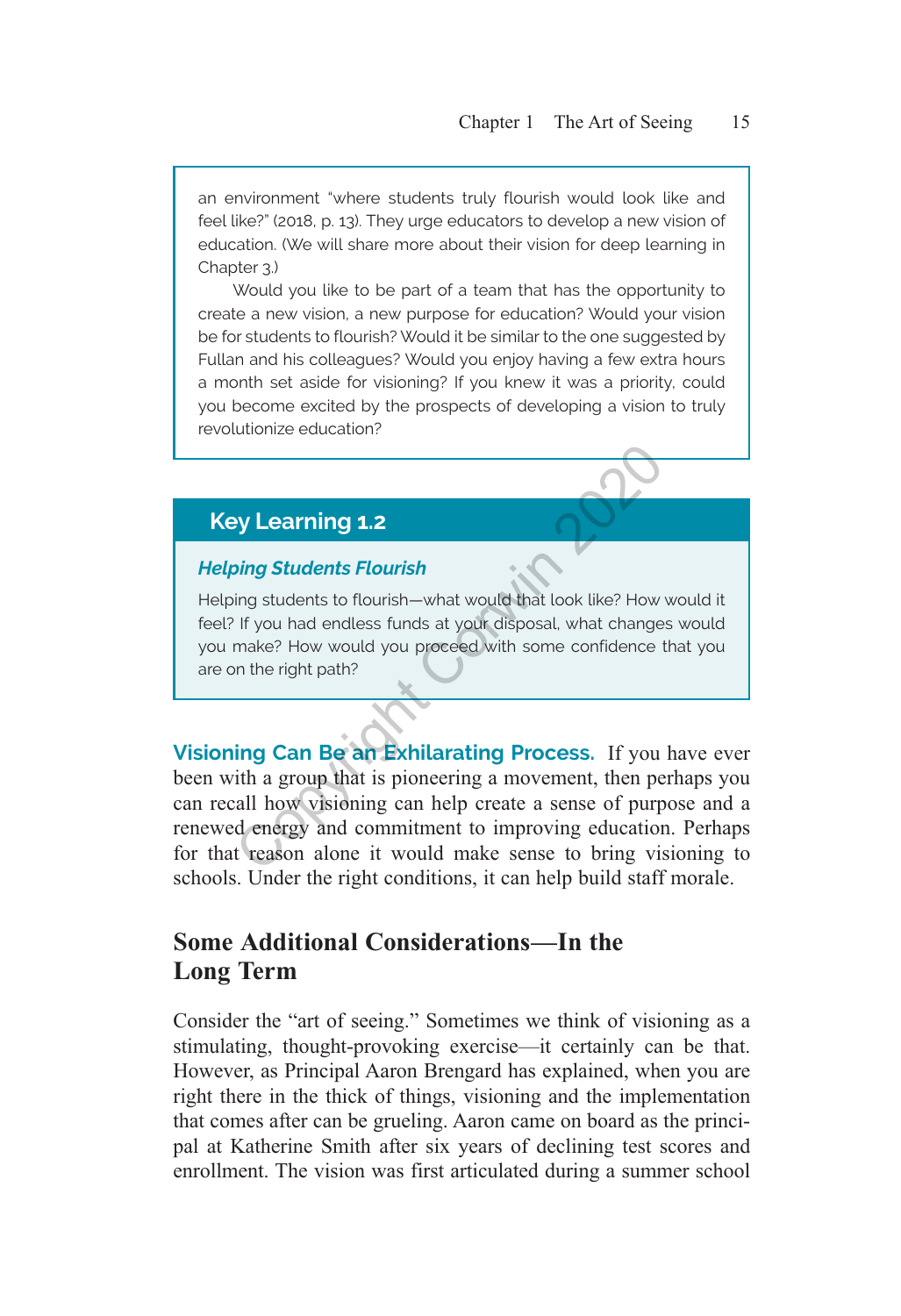an environment "where students truly flourish would look like and feel like?" (2018, p. 13). They urge educators to develop a new vision of education. (We will share more about their vision for deep learning in Chapter 3.)

Would you like to be part of a team that has the opportunity to create a new vision, a new purpose for education? Would your vision be for students to flourish? Would it be similar to the one suggested by Fullan and his colleagues? Would you enjoy having a few extra hours a month set aside for visioning? If you knew it was a priority, could you become excited by the prospects of developing a vision to truly revolutionize education?

## Key Learning 1.2

***Helping Students Flourish***

Helping students to flourish—what would that look like? How would it feel? If you had endless funds at your disposal, what changes would you make? How would you proceed with some confidence that you are on the right path?

**Visioning Can Be an Exhilarating Process.** If you have ever been with a group that is pioneering a movement, then perhaps you can recall how visioning can help create a sense of purpose and a renewed energy and commitment to improving education. Perhaps for that reason alone it would make sense to bring visioning to schools. Under the right conditions, it can help build staff morale.

## Some Additional Considerations—In the Long Term

Consider the "art of seeing." Sometimes we think of visioning as a stimulating, thought-provoking exercise—it certainly can be that. However, as Principal Aaron Brengard has explained, when you are right there in the thick of things, visioning and the implementation that comes after can be grueling. Aaron came on board as the principal at Katherine Smith after six years of declining test scores and enrollment. The vision was first articulated during a summer school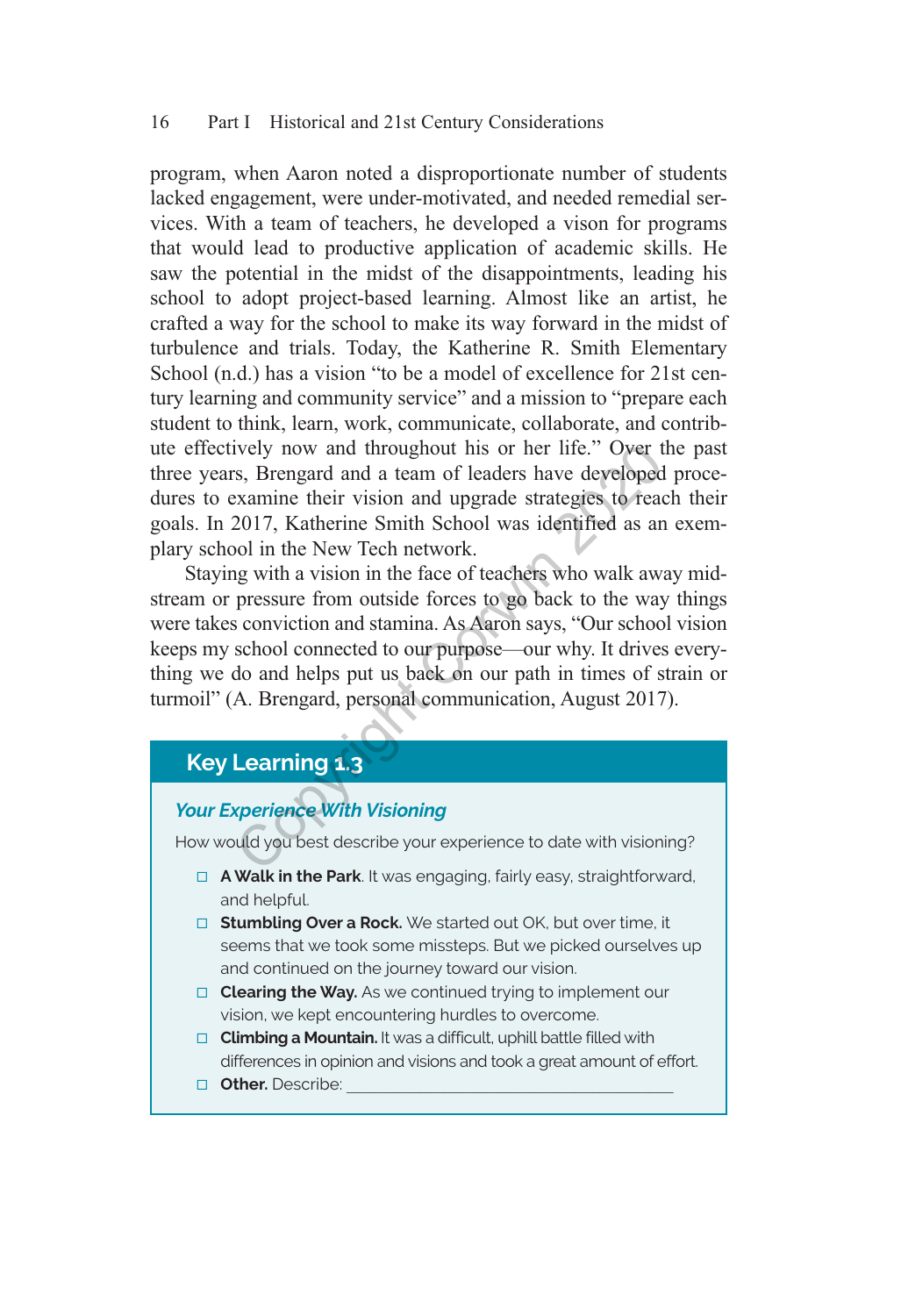program, when Aaron noted a disproportionate number of students lacked engagement, were under-motivated, and needed remedial services. With a team of teachers, he developed a vison for programs that would lead to productive application of academic skills. He saw the potential in the midst of the disappointments, leading his school to adopt project-based learning. Almost like an artist, he crafted a way for the school to make its way forward in the midst of turbulence and trials. Today, the Katherine R. Smith Elementary School (n.d.) has a vision "to be a model of excellence for 21st century learning and community service" and a mission to "prepare each student to think, learn, work, communicate, collaborate, and contribute effectively now and throughout his or her life." Over the past three years, Brengard and a team of leaders have developed procedures to examine their vision and upgrade strategies to reach their goals. In 2017, Katherine Smith School was identified as an exemplary school in the New Tech network.

Staying with a vision in the face of teachers who walk away midstream or pressure from outside forces to go back to the way things were takes conviction and stamina. As Aaron says, "Our school vision keeps my school connected to our purpose—our why. It drives everything we do and helps put us back on our path in times of strain or turmoil" (A. Brengard, personal communication, August 2017).

## Key Learning 1.3

### *Your Experience With Visioning*

How would you best describe your experience to date with visioning?

- ☐ **A Walk in the Park**. It was engaging, fairly easy, straightforward, and helpful.
- ☐ **Stumbling Over a Rock.** We started out OK, but over time, it seems that we took some missteps. But we picked ourselves up and continued on the journey toward our vision.
- ☐ **Clearing the Way.** As we continued trying to implement our vision, we kept encountering hurdles to overcome.
- ☐ **Climbing a Mountain.** It was a difficult, uphill battle filled with differences in opinion and visions and took a great amount of effort.
- ☐ **Other.** Describe: ________________________________________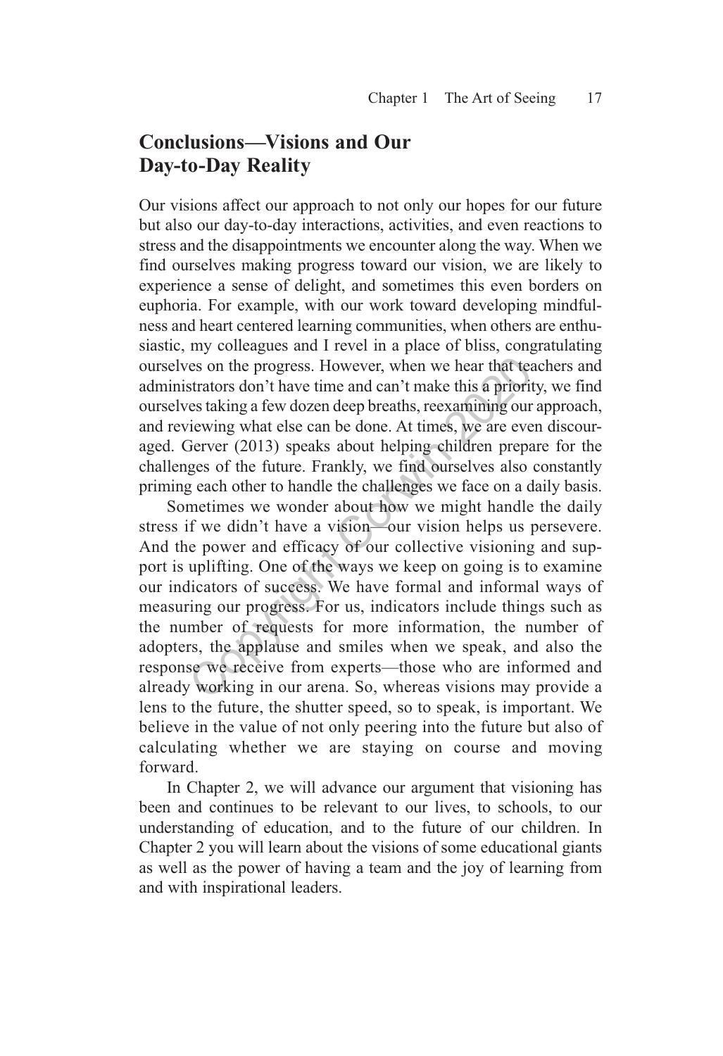## Conclusions—Visions and Our Day-to-Day Reality

Our visions affect our approach to not only our hopes for our future but also our day-to-day interactions, activities, and even reactions to stress and the disappointments we encounter along the way. When we find ourselves making progress toward our vision, we are likely to experience a sense of delight, and sometimes this even borders on euphoria. For example, with our work toward developing mindfulness and heart centered learning communities, when others are enthusiastic, my colleagues and I revel in a place of bliss, congratulating ourselves on the progress. However, when we hear that teachers and administrators don't have time and can't make this a priority, we find ourselves taking a few dozen deep breaths, reexamining our approach, and reviewing what else can be done. At times, we are even discouraged. Gerver (2013) speaks about helping children prepare for the challenges of the future. Frankly, we find ourselves also constantly priming each other to handle the challenges we face on a daily basis.

Sometimes we wonder about how we might handle the daily stress if we didn't have a vision—our vision helps us persevere. And the power and efficacy of our collective visioning and support is uplifting. One of the ways we keep on going is to examine our indicators of success. We have formal and informal ways of measuring our progress. For us, indicators include things such as the number of requests for more information, the number of adopters, the applause and smiles when we speak, and also the response we receive from experts—those who are informed and already working in our arena. So, whereas visions may provide a lens to the future, the shutter speed, so to speak, is important. We believe in the value of not only peering into the future but also of calculating whether we are staying on course and moving forward.

In Chapter 2, we will advance our argument that visioning has been and continues to be relevant to our lives, to schools, to our understanding of education, and to the future of our children. In Chapter 2 you will learn about the visions of some educational giants as well as the power of having a team and the joy of learning from and with inspirational leaders.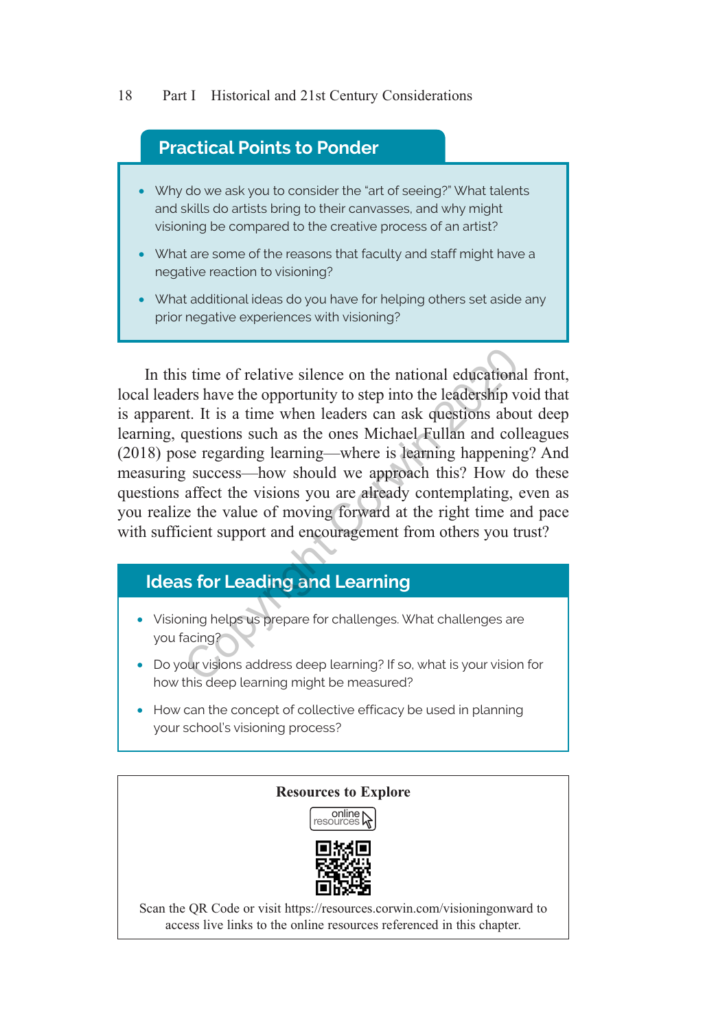## Practical Points to Ponder

- Why do we ask you to consider the "art of seeing?" What talents and skills do artists bring to their canvasses, and why might visioning be compared to the creative process of an artist?
- What are some of the reasons that faculty and staff might have a negative reaction to visioning?
- What additional ideas do you have for helping others set aside any prior negative experiences with visioning?

In this time of relative silence on the national educational front, local leaders have the opportunity to step into the leadership void that is apparent. It is a time when leaders can ask questions about deep learning, questions such as the ones Michael Fullan and colleagues (2018) pose regarding learning—where is learning happening? And measuring success—how should we approach this? How do these questions affect the visions you are already contemplating, even as you realize the value of moving forward at the right time and pace with sufficient support and encouragement from others you trust?

## Ideas for Leading and Learning

- Visioning helps us prepare for challenges. What challenges are you facing?
- Do your visions address deep learning? If so, what is your vision for how this deep learning might be measured?
- How can the concept of collective efficacy be used in planning your school's visioning process?

**Resources to Explore**

online resources

Scan the QR Code or visit https://resources.corwin.com/visioningonward to access live links to the online resources referenced in this chapter.